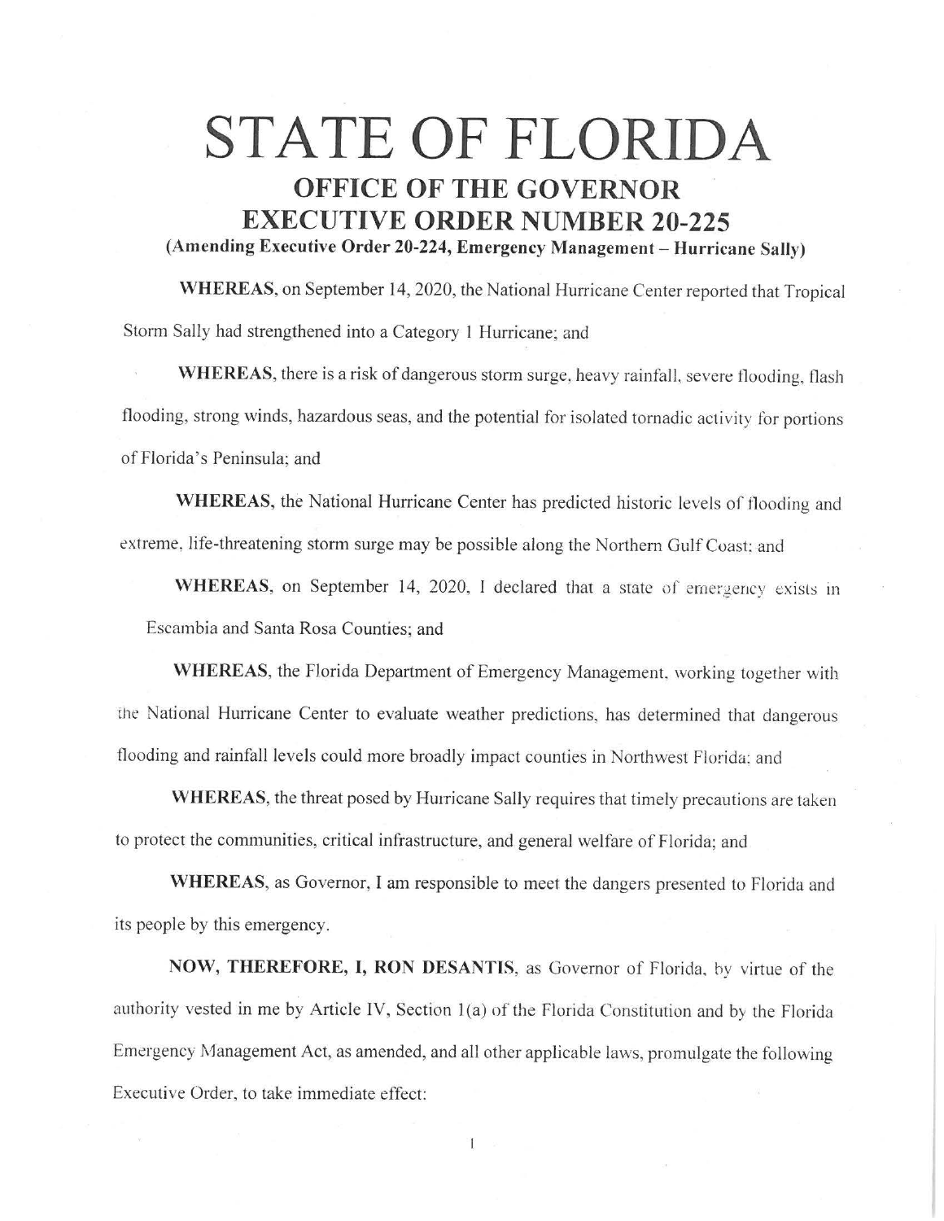# STATE OF FLORIDA

## OFFICE OF THE GOVERNOR

## EXECUTIVE ORDER NUMBER 20-225

### (Amending Executive Order 20-224, Emergency Management – Hurricane Sally)

**WHEREAS**, on September 14, 2020, the National Hurricane Center reported that Tropical Storm Sally had strengthened into a Category 1 Hurricane; and

**WHEREAS**, there is a risk of dangerous storm surge, heavy rainfall, severe flooding, flash flooding, strong winds, hazardous seas, and the potential for isolated tornadic activity for portions of Florida's Peninsula; and

**WHEREAS**, the National Hurricane Center has predicted historic levels of flooding and extreme, life-threatening storm surge may be possible along the Northern Gulf Coast; and

**WHEREAS**, on September 14, 2020, I declared that a state of emergency exists in Escambia and Santa Rosa Counties; and

**WHEREAS**, the Florida Department of Emergency Management, working together with the National Hurricane Center to evaluate weather predictions, has determined that dangerous flooding and rainfall levels could more broadly impact counties in Northwest Florida; and

**WHEREAS**, the threat posed by Hurricane Sally requires that timely precautions are taken to protect the communities, critical infrastructure, and general welfare of Florida; and

**WHEREAS**, as Governor, I am responsible to meet the dangers presented to Florida and its people by this emergency.

**NOW, THEREFORE, I, RON DESANTIS**, as Governor of Florida, by virtue of the authority vested in me by Article IV, Section 1(a) of the Florida Constitution and by the Florida Emergency Management Act, as amended, and all other applicable laws, promulgate the following Executive Order, to take immediate effect: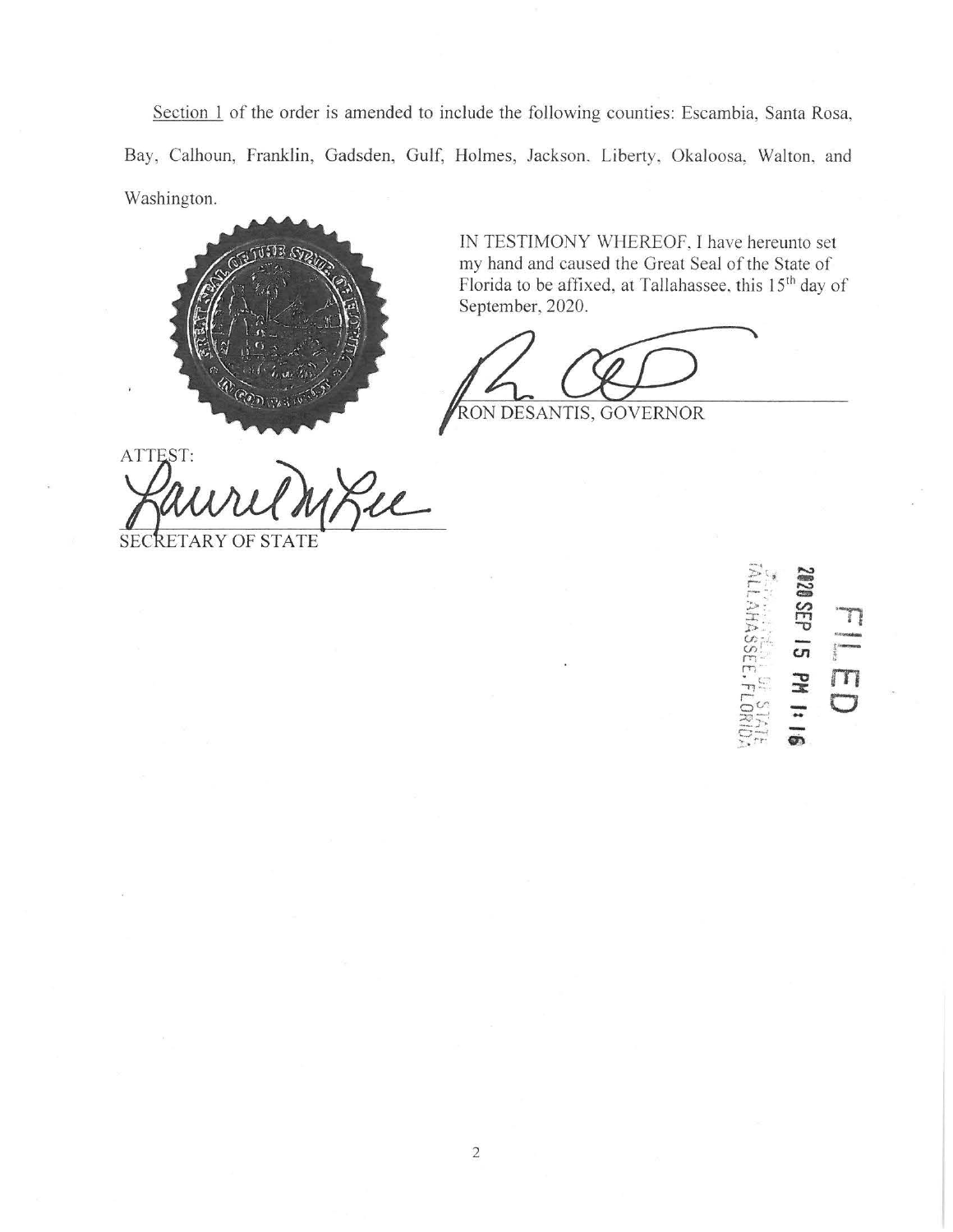Section 1 of the order is amended to include the following counties: Escambia, Santa Rosa, Bay, Calhoun, Franklin, Gadsden, Gulf, Holmes, Jackson, Liberty, Okaloosa, Walton, and Washington.

IN TESTIMONY WHEREOF, I have hereunto set my hand and caused the Great Seal of the State of Florida to be affixed, at Tallahassee, this 15th day of September, 2020.

RON DESANTIS, GOVERNOR

ATTEST:

SECRETARY OF STATE

FILED

2020 SEP 15 PM 1:16

SECRETARY OF STATE
TALLAHASSEE, FLORIDA